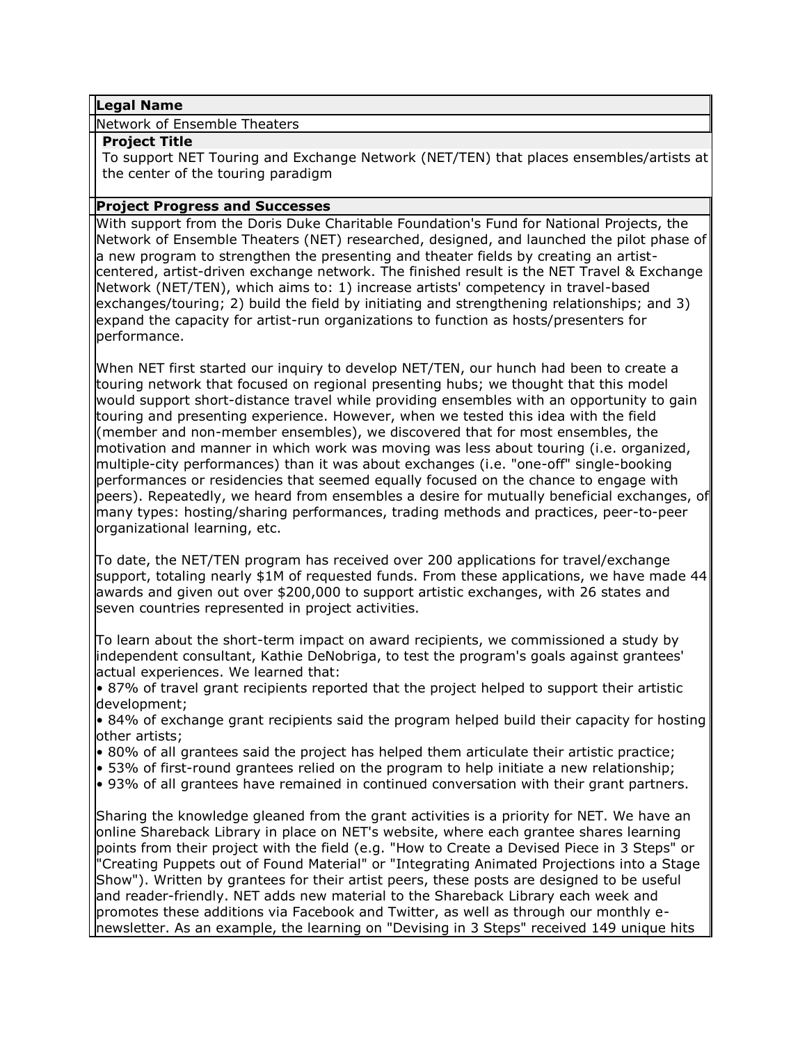**Legal Name**

Network of Ensemble Theaters

**Project Title**

To support NET Touring and Exchange Network (NET/TEN) that places ensembles/artists at the center of the touring paradigm

**Project Progress and Successes**

With support from the Doris Duke Charitable Foundation's Fund for National Projects, the Network of Ensemble Theaters (NET) researched, designed, and launched the pilot phase of a new program to strengthen the presenting and theater fields by creating an artist-centered, artist-driven exchange network. The finished result is the NET Travel & Exchange Network (NET/TEN), which aims to: 1) increase artists' competency in travel-based exchanges/touring; 2) build the field by initiating and strengthening relationships; and 3) expand the capacity for artist-run organizations to function as hosts/presenters for performance.

When NET first started our inquiry to develop NET/TEN, our hunch had been to create a touring network that focused on regional presenting hubs; we thought that this model would support short-distance travel while providing ensembles with an opportunity to gain touring and presenting experience. However, when we tested this idea with the field (member and non-member ensembles), we discovered that for most ensembles, the motivation and manner in which work was moving was less about touring (i.e. organized, multiple-city performances) than it was about exchanges (i.e. "one-off" single-booking performances or residencies that seemed equally focused on the chance to engage with peers). Repeatedly, we heard from ensembles a desire for mutually beneficial exchanges, of many types: hosting/sharing performances, trading methods and practices, peer-to-peer organizational learning, etc.

To date, the NET/TEN program has received over 200 applications for travel/exchange support, totaling nearly $1M of requested funds. From these applications, we have made 44 awards and given out over $200,000 to support artistic exchanges, with 26 states and seven countries represented in project activities.

To learn about the short-term impact on award recipients, we commissioned a study by independent consultant, Kathie DeNobriga, to test the program's goals against grantees' actual experiences. We learned that:

- 87% of travel grant recipients reported that the project helped to support their artistic development;
- 84% of exchange grant recipients said the program helped build their capacity for hosting other artists;
- 80% of all grantees said the project has helped them articulate their artistic practice;
- 53% of first-round grantees relied on the program to help initiate a new relationship;
- 93% of all grantees have remained in continued conversation with their grant partners.

Sharing the knowledge gleaned from the grant activities is a priority for NET. We have an online Shareback Library in place on NET's website, where each grantee shares learning points from their project with the field (e.g. "How to Create a Devised Piece in 3 Steps" or "Creating Puppets out of Found Material" or "Integrating Animated Projections into a Stage Show"). Written by grantees for their artist peers, these posts are designed to be useful and reader-friendly. NET adds new material to the Shareback Library each week and promotes these additions via Facebook and Twitter, as well as through our monthly e-newsletter. As an example, the learning on "Devising in 3 Steps" received 149 unique hits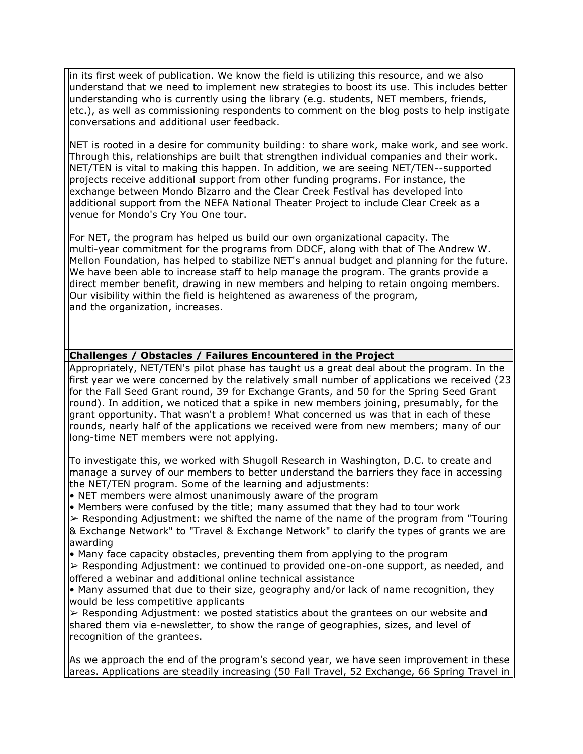in its first week of publication. We know the field is utilizing this resource, and we also understand that we need to implement new strategies to boost its use. This includes better understanding who is currently using the library (e.g. students, NET members, friends, etc.), as well as commissioning respondents to comment on the blog posts to help instigate conversations and additional user feedback.

NET is rooted in a desire for community building: to share work, make work, and see work. Through this, relationships are built that strengthen individual companies and their work. NET/TEN is vital to making this happen. In addition, we are seeing NET/TEN--supported projects receive additional support from other funding programs. For instance, the exchange between Mondo Bizarro and the Clear Creek Festival has developed into additional support from the NEFA National Theater Project to include Clear Creek as a venue for Mondo's Cry You One tour.

For NET, the program has helped us build our own organizational capacity. The multi-year commitment for the programs from DDCF, along with that of The Andrew W. Mellon Foundation, has helped to stabilize NET's annual budget and planning for the future. We have been able to increase staff to help manage the program. The grants provide a direct member benefit, drawing in new members and helping to retain ongoing members. Our visibility within the field is heightened as awareness of the program, and the organization, increases.

**Challenges / Obstacles / Failures Encountered in the Project**

Appropriately, NET/TEN's pilot phase has taught us a great deal about the program. In the first year we were concerned by the relatively small number of applications we received (23 for the Fall Seed Grant round, 39 for Exchange Grants, and 50 for the Spring Seed Grant round). In addition, we noticed that a spike in new members joining, presumably, for the grant opportunity. That wasn't a problem! What concerned us was that in each of these rounds, nearly half of the applications we received were from new members; many of our long-time NET members were not applying.

To investigate this, we worked with Shugoll Research in Washington, D.C. to create and manage a survey of our members to better understand the barriers they face in accessing the NET/TEN program. Some of the learning and adjustments:

- NET members were almost unanimously aware of the program
- Members were confused by the title; many assumed that they had to tour work
  - ➢ Responding Adjustment: we shifted the name of the name of the program from "Touring & Exchange Network" to "Travel & Exchange Network" to clarify the types of grants we are awarding
- Many face capacity obstacles, preventing them from applying to the program
  - ➢ Responding Adjustment: we continued to provided one-on-one support, as needed, and offered a webinar and additional online technical assistance
- Many assumed that due to their size, geography and/or lack of name recognition, they would be less competitive applicants
  - ➢ Responding Adjustment: we posted statistics about the grantees on our website and shared them via e-newsletter, to show the range of geographies, sizes, and level of recognition of the grantees.

As we approach the end of the program's second year, we have seen improvement in these areas. Applications are steadily increasing (50 Fall Travel, 52 Exchange, 66 Spring Travel in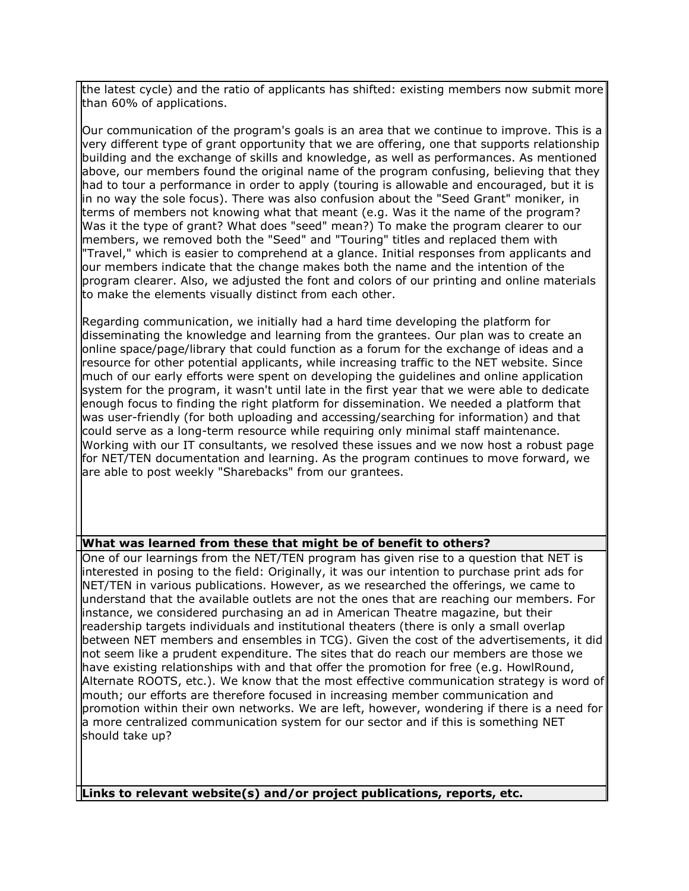the latest cycle) and the ratio of applicants has shifted: existing members now submit more than 60% of applications.

Our communication of the program's goals is an area that we continue to improve. This is a very different type of grant opportunity that we are offering, one that supports relationship building and the exchange of skills and knowledge, as well as performances. As mentioned above, our members found the original name of the program confusing, believing that they had to tour a performance in order to apply (touring is allowable and encouraged, but it is in no way the sole focus). There was also confusion about the "Seed Grant" moniker, in terms of members not knowing what that meant (e.g. Was it the name of the program? Was it the type of grant? What does "seed" mean?) To make the program clearer to our members, we removed both the "Seed" and "Touring" titles and replaced them with "Travel," which is easier to comprehend at a glance. Initial responses from applicants and our members indicate that the change makes both the name and the intention of the program clearer. Also, we adjusted the font and colors of our printing and online materials to make the elements visually distinct from each other.

Regarding communication, we initially had a hard time developing the platform for disseminating the knowledge and learning from the grantees. Our plan was to create an online space/page/library that could function as a forum for the exchange of ideas and a resource for other potential applicants, while increasing traffic to the NET website. Since much of our early efforts were spent on developing the guidelines and online application system for the program, it wasn't until late in the first year that we were able to dedicate enough focus to finding the right platform for dissemination. We needed a platform that was user-friendly (for both uploading and accessing/searching for information) and that could serve as a long-term resource while requiring only minimal staff maintenance. Working with our IT consultants, we resolved these issues and we now host a robust page for NET/TEN documentation and learning. As the program continues to move forward, we are able to post weekly "Sharebacks" from our grantees.

**What was learned from these that might be of benefit to others?**

One of our learnings from the NET/TEN program has given rise to a question that NET is interested in posing to the field: Originally, it was our intention to purchase print ads for NET/TEN in various publications. However, as we researched the offerings, we came to understand that the available outlets are not the ones that are reaching our members. For instance, we considered purchasing an ad in American Theatre magazine, but their readership targets individuals and institutional theaters (there is only a small overlap between NET members and ensembles in TCG). Given the cost of the advertisements, it did not seem like a prudent expenditure. The sites that do reach our members are those we have existing relationships with and that offer the promotion for free (e.g. HowlRound, Alternate ROOTS, etc.). We know that the most effective communication strategy is word of mouth; our efforts are therefore focused in increasing member communication and promotion within their own networks. We are left, however, wondering if there is a need for a more centralized communication system for our sector and if this is something NET should take up?

**Links to relevant website(s) and/or project publications, reports, etc.**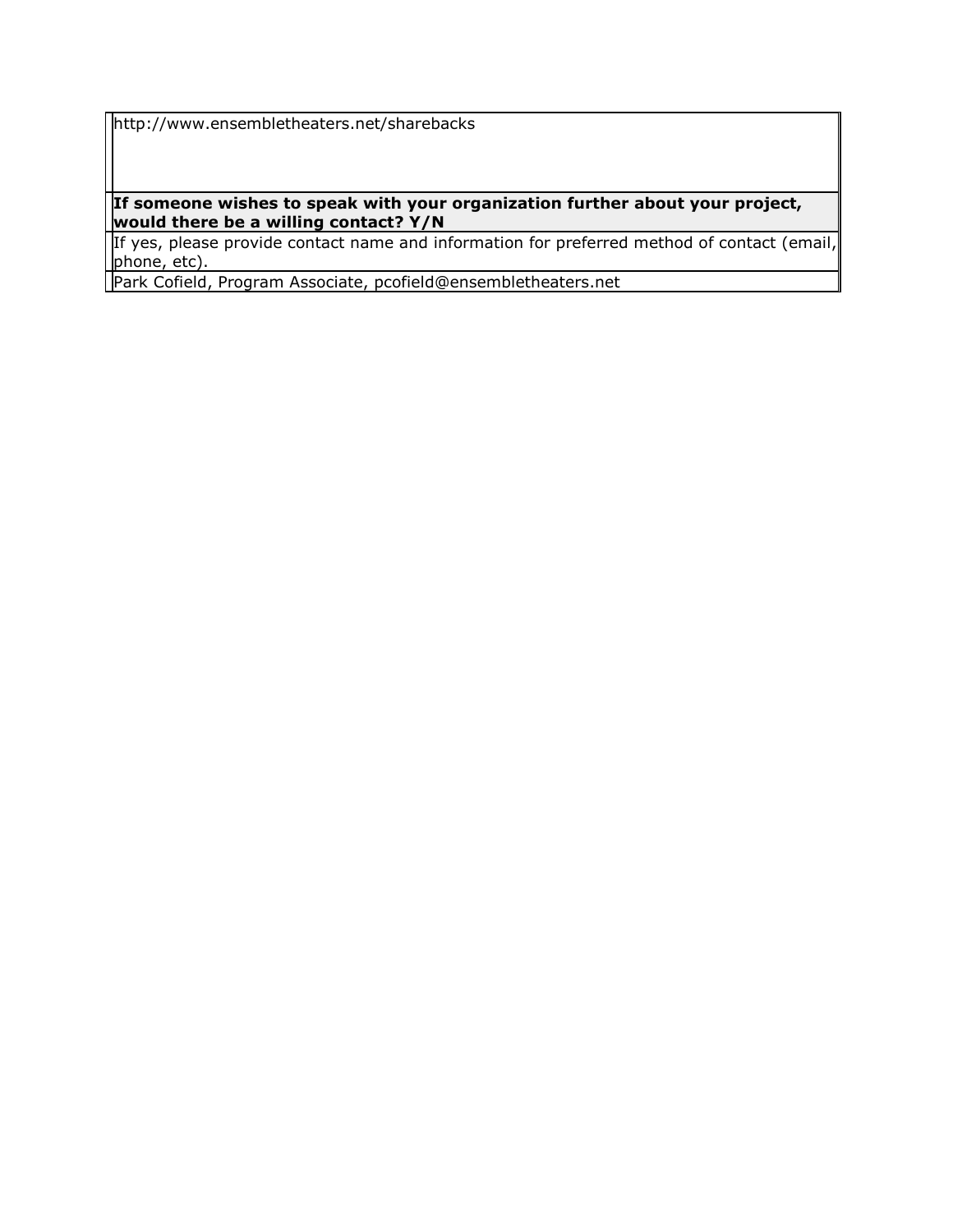| |
|---|
| http://www.ensembletheaters.net/sharebacks |
| **If someone wishes to speak with your organization further about your project, would there be a willing contact? Y/N** |
| If yes, please provide contact name and information for preferred method of contact (email, phone, etc). |
| Park Cofield, Program Associate, pcofield@ensembletheaters.net |